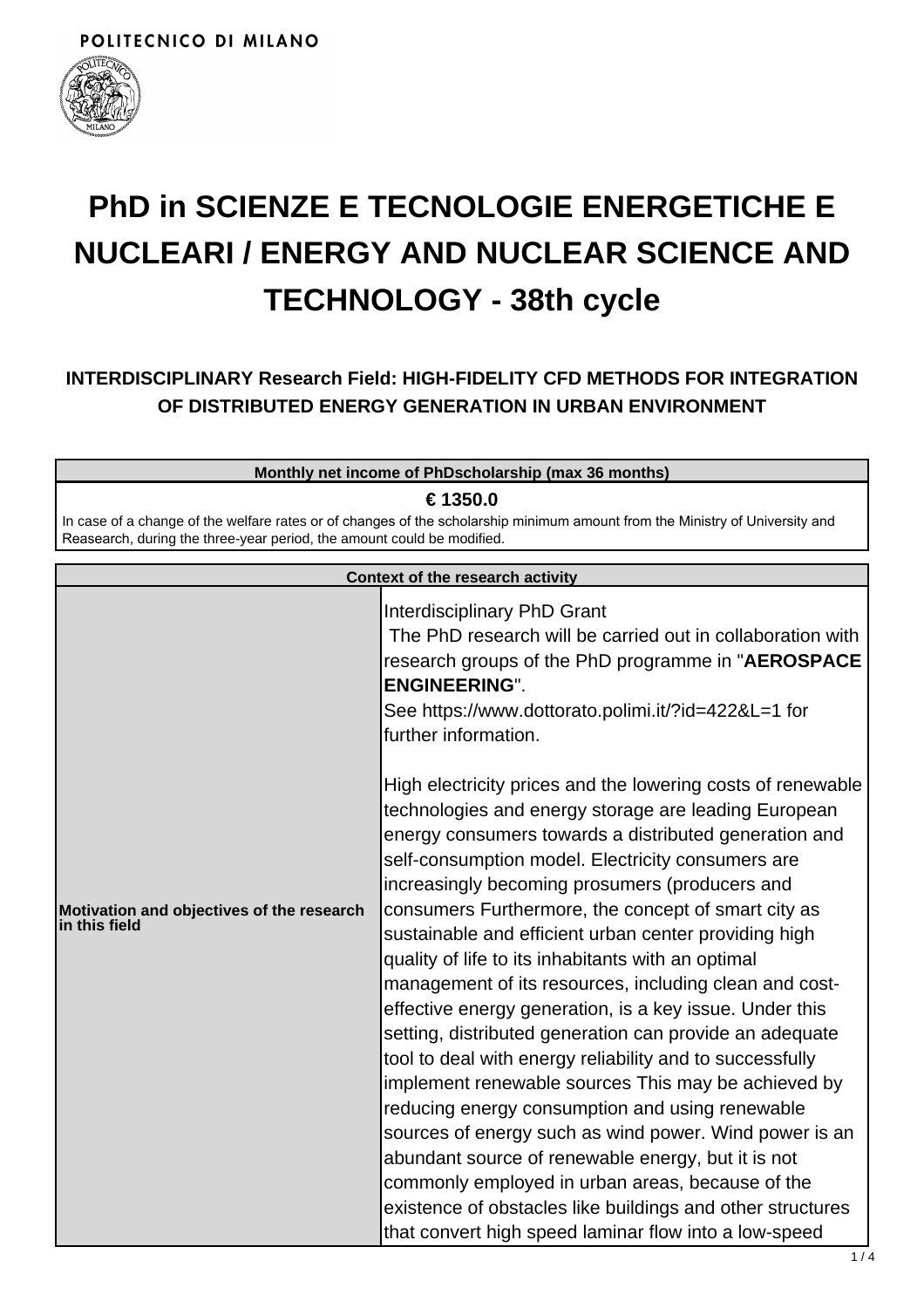POLITECNICO DI MILANO

# PhD in SCIENZE E TECNOLOGIE ENERGETICHE E NUCLEARI / ENERGY AND NUCLEAR SCIENCE AND TECHNOLOGY - 38th cycle

### INTERDISCIPLINARY Research Field: HIGH-FIDELITY CFD METHODS FOR INTEGRATION OF DISTRIBUTED ENERGY GENERATION IN URBAN ENVIRONMENT

| Monthly net income of PhDscholarship (max 36 months) |
| --- |
| **€ 1350.0**<br>In case of a change of the welfare rates or of changes of the scholarship minimum amount from the Ministry of University and Reasearch, during the three-year period, the amount could be modified. |

| Context of the research activity | |
| --- | --- |
| **Motivation and objectives of the research in this field** | Interdisciplinary PhD Grant<br>The PhD research will be carried out in collaboration with research groups of the PhD programme in "**AEROSPACE ENGINEERING**".<br>See https://www.dottorato.polimi.it/?id=422&L=1 for further information.<br><br>High electricity prices and the lowering costs of renewable technologies and energy storage are leading European energy consumers towards a distributed generation and self-consumption model. Electricity consumers are increasingly becoming prosumers (producers and consumers Furthermore, the concept of smart city as sustainable and efficient urban center providing high quality of life to its inhabitants with an optimal management of its resources, including clean and cost-effective energy generation, is a key issue. Under this setting, distributed generation can provide an adequate tool to deal with energy reliability and to successfully implement renewable sources This may be achieved by reducing energy consumption and using renewable sources of energy such as wind power. Wind power is an abundant source of renewable energy, but it is not commonly employed in urban areas, because of the existence of obstacles like buildings and other structures that convert high speed laminar flow into a low-speed |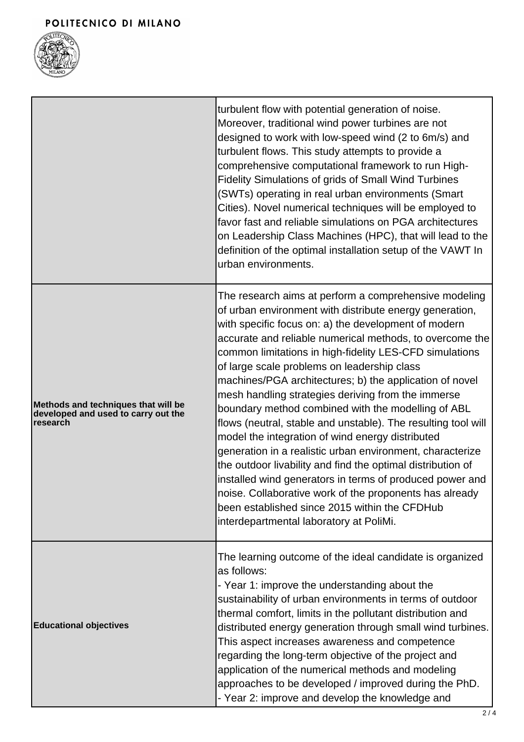| | |
|---|---|
| | turbulent flow with potential generation of noise. Moreover, traditional wind power turbines are not designed to work with low-speed wind (2 to 6m/s) and turbulent flows. This study attempts to provide a comprehensive computational framework to run High-Fidelity Simulations of grids of Small Wind Turbines (SWTs) operating in real urban environments (Smart Cities). Novel numerical techniques will be employed to favor fast and reliable simulations on PGA architectures on Leadership Class Machines (HPC), that will lead to the definition of the optimal installation setup of the VAWT In urban environments. |
| **Methods and techniques that will be developed and used to carry out the research** | The research aims at perform a comprehensive modeling of urban environment with distribute energy generation, with specific focus on: a) the development of modern accurate and reliable numerical methods, to overcome the common limitations in high-fidelity LES-CFD simulations of large scale problems on leadership class machines/PGA architectures; b) the application of novel mesh handling strategies deriving from the immerse boundary method combined with the modelling of ABL flows (neutral, stable and unstable). The resulting tool will model the integration of wind energy distributed generation in a realistic urban environment, characterize the outdoor livability and find the optimal distribution of installed wind generators in terms of produced power and noise. Collaborative work of the proponents has already been established since 2015 within the CFDHub interdepartmental laboratory at PoliMi. |
| **Educational objectives** | The learning outcome of the ideal candidate is organized as follows:<br>- Year 1: improve the understanding about the sustainability of urban environments in terms of outdoor thermal comfort, limits in the pollutant distribution and distributed energy generation through small wind turbines. This aspect increases awareness and competence regarding the long-term objective of the project and application of the numerical methods and modeling approaches to be developed / improved during the PhD.<br>- Year 2: improve and develop the knowledge and |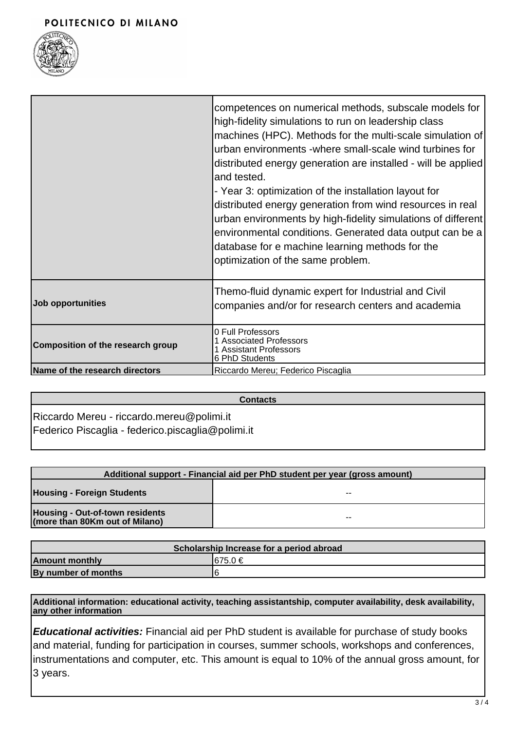| | |
|---|---|
| | competences on numerical methods, subscale models for high-fidelity simulations to run on leadership class machines (HPC). Methods for the multi-scale simulation of urban environments -where small-scale wind turbines for distributed energy generation are installed - will be applied and tested.<br>- Year 3: optimization of the installation layout for distributed energy generation from wind resources in real urban environments by high-fidelity simulations of different environmental conditions. Generated data output can be a database for e machine learning methods for the optimization of the same problem. |
| **Job opportunities** | Themo-fluid dynamic expert for Industrial and Civil companies and/or for research centers and academia |
| **Composition of the research group** | 0 Full Professors<br>1 Associated Professors<br>1 Assistant Professors<br>6 PhD Students |
| **Name of the research directors** | Riccardo Mereu; Federico Piscaglia |

| **Contacts** |
|---|
| Riccardo Mereu - riccardo.mereu@polimi.it<br>Federico Piscaglia - federico.piscaglia@polimi.it |

| **Additional support - Financial aid per PhD student per year (gross amount)** | |
|---|---|
| **Housing - Foreign Students** | -- |
| **Housing - Out-of-town residents (more than 80Km out of Milano)** | -- |

| **Scholarship Increase for a period abroad** | |
|---|---|
| **Amount monthly** | 675.0 € |
| **By number of months** | 6 |

| **Additional information: educational activity, teaching assistantship, computer availability, desk availability, any other information** |
|---|
| ***Educational activities:*** Financial aid per PhD student is available for purchase of study books and material, funding for participation in courses, summer schools, workshops and conferences, instrumentations and computer, etc. This amount is equal to 10% of the annual gross amount, for 3 years. |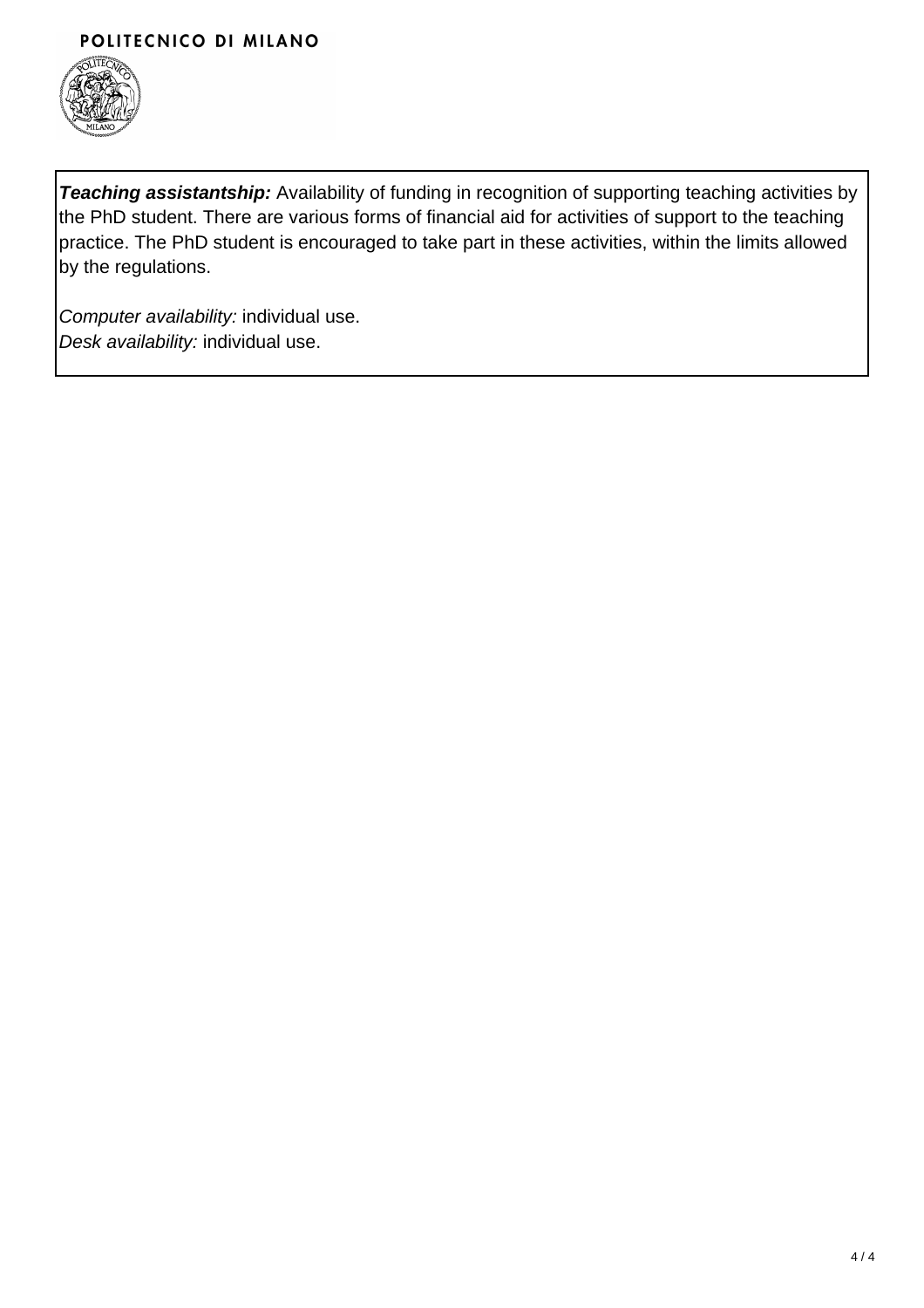***Teaching assistantship:*** Availability of funding in recognition of supporting teaching activities by the PhD student. There are various forms of financial aid for activities of support to the teaching practice. The PhD student is encouraged to take part in these activities, within the limits allowed by the regulations.

*Computer availability:* individual use.
*Desk availability:* individual use.